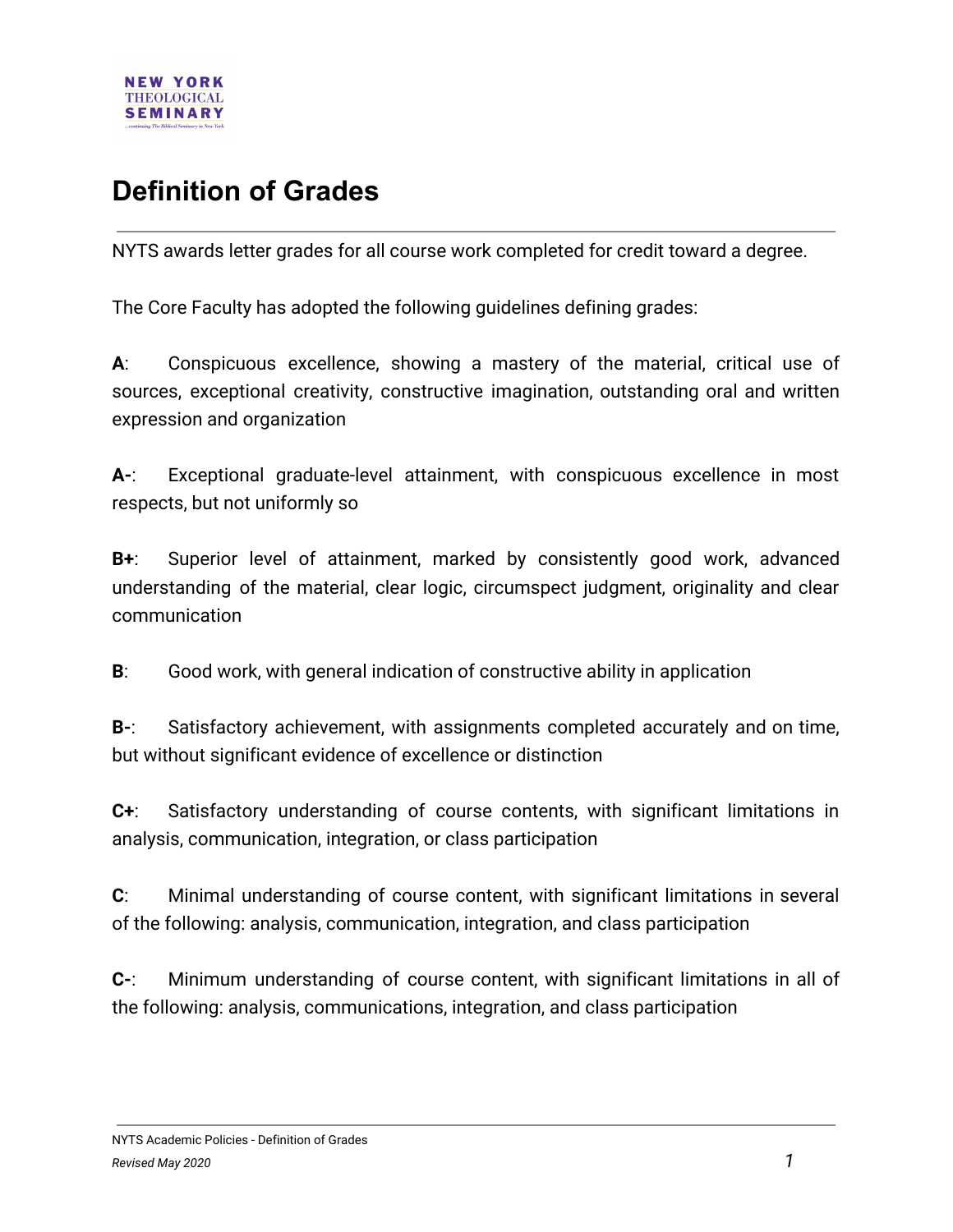# Definition of Grades

NYTS awards letter grades for all course work completed for credit toward a degree.

The Core Faculty has adopted the following guidelines defining grades:

**A**: Conspicuous excellence, showing a mastery of the material, critical use of sources, exceptional creativity, constructive imagination, outstanding oral and written expression and organization

**A-**: Exceptional graduate-level attainment, with conspicuous excellence in most respects, but not uniformly so

**B+**: Superior level of attainment, marked by consistently good work, advanced understanding of the material, clear logic, circumspect judgment, originality and clear communication

**B**: Good work, with general indication of constructive ability in application

**B-**: Satisfactory achievement, with assignments completed accurately and on time, but without significant evidence of excellence or distinction

**C+**: Satisfactory understanding of course contents, with significant limitations in analysis, communication, integration, or class participation

**C**: Minimal understanding of course content, with significant limitations in several of the following: analysis, communication, integration, and class participation

**C-**: Minimum understanding of course content, with significant limitations in all of the following: analysis, communications, integration, and class participation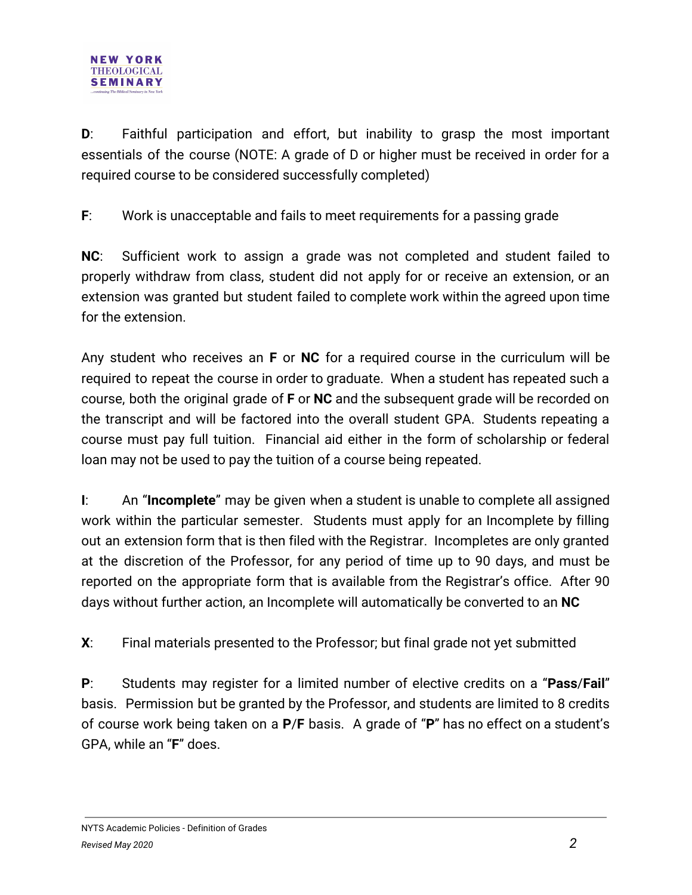**D**: Faithful participation and effort, but inability to grasp the most important essentials of the course (NOTE: A grade of D or higher must be received in order for a required course to be considered successfully completed)

**F**: Work is unacceptable and fails to meet requirements for a passing grade

**NC**: Sufficient work to assign a grade was not completed and student failed to properly withdraw from class, student did not apply for or receive an extension, or an extension was granted but student failed to complete work within the agreed upon time for the extension.

Any student who receives an **F** or **NC** for a required course in the curriculum will be required to repeat the course in order to graduate. When a student has repeated such a course, both the original grade of **F** or **NC** and the subsequent grade will be recorded on the transcript and will be factored into the overall student GPA. Students repeating a course must pay full tuition. Financial aid either in the form of scholarship or federal loan may not be used to pay the tuition of a course being repeated.

**I**: An "**Incomplete**" may be given when a student is unable to complete all assigned work within the particular semester. Students must apply for an Incomplete by filling out an extension form that is then filed with the Registrar. Incompletes are only granted at the discretion of the Professor, for any period of time up to 90 days, and must be reported on the appropriate form that is available from the Registrar's office. After 90 days without further action, an Incomplete will automatically be converted to an **NC**

**X**: Final materials presented to the Professor; but final grade not yet submitted

**P**: Students may register for a limited number of elective credits on a "**Pass**/**Fail**" basis. Permission but be granted by the Professor, and students are limited to 8 credits of course work being taken on a **P**/**F** basis. A grade of "**P**" has no effect on a student's GPA, while an "**F**" does.